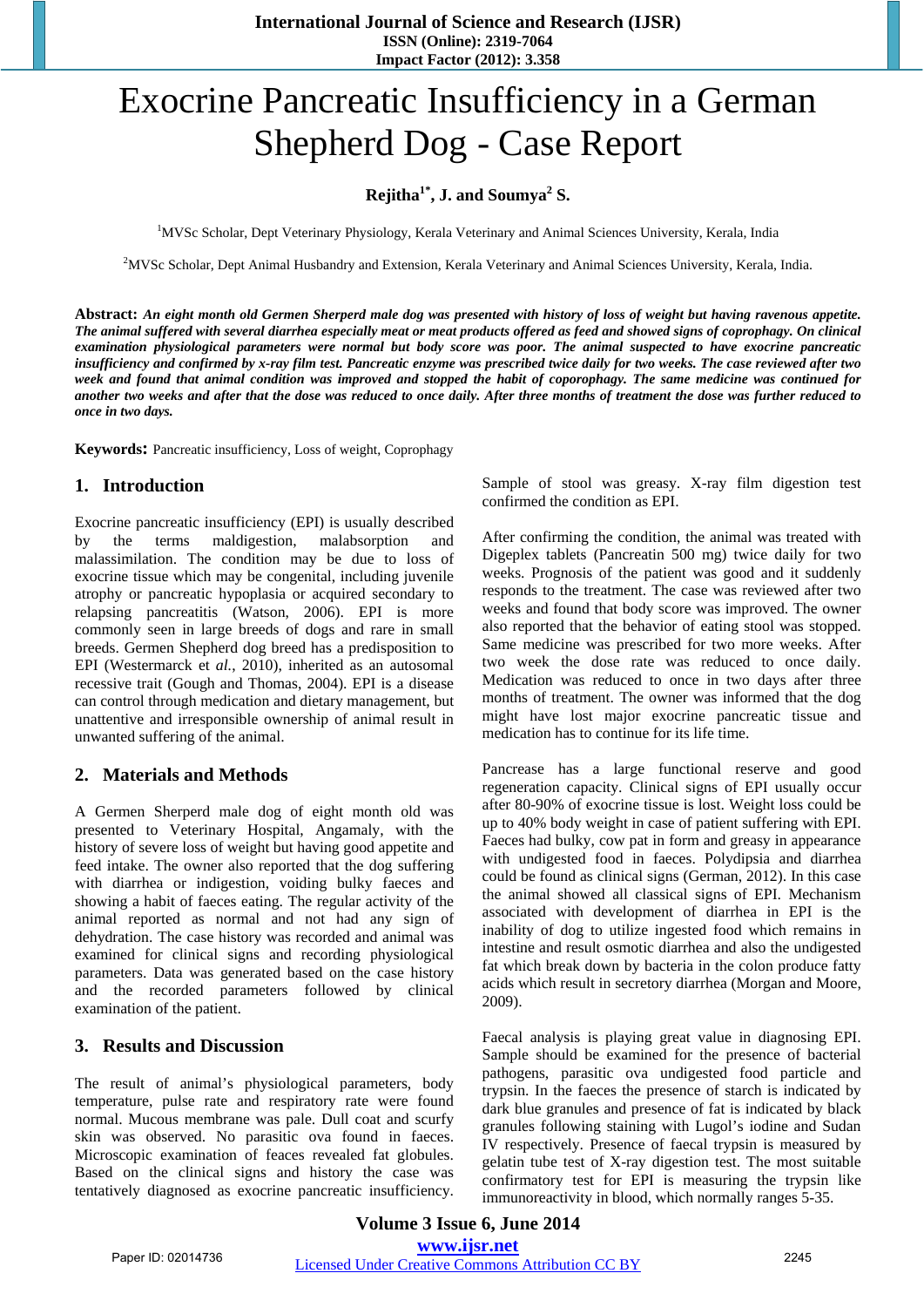# Exocrine Pancreatic Insufficiency in a German Shepherd Dog - Case Report

**Rejitha[1*], J. and Soumya[2] S.**

[1]MVSc Scholar, Dept Veterinary Physiology, Kerala Veterinary and Animal Sciences University, Kerala, India

[2]MVSc Scholar, Dept Animal Husbandry and Extension, Kerala Veterinary and Animal Sciences University, Kerala, India.

**Abstract:** ***An eight month old Germen Sherperd male dog was presented with history of loss of weight but having ravenous appetite. The animal suffered with several diarrhea especially meat or meat products offered as feed and showed signs of coprophagy. On clinical examination physiological parameters were normal but body score was poor. The animal suspected to have exocrine pancreatic insufficiency and confirmed by x-ray film test. Pancreatic enzyme was prescribed twice daily for two weeks. The case reviewed after two week and found that animal condition was improved and stopped the habit of coporophagy. The same medicine was continued for another two weeks and after that the dose was reduced to once daily. After three months of treatment the dose was further reduced to once in two days.***

**Keywords:** Pancreatic insufficiency, Loss of weight, Coprophagy

## 1. Introduction

Exocrine pancreatic insufficiency (EPI) is usually described by the terms maldigestion, malabsorption and malassimilation. The condition may be due to loss of exocrine tissue which may be congenital, including juvenile atrophy or pancreatic hypoplasia or acquired secondary to relapsing pancreatitis (Watson, 2006). EPI is more commonly seen in large breeds of dogs and rare in small breeds. Germen Shepherd dog breed has a predisposition to EPI (Westermarck et *al.*, 2010), inherited as an autosomal recessive trait (Gough and Thomas, 2004). EPI is a disease can control through medication and dietary management, but unattentive and irresponsible ownership of animal result in unwanted suffering of the animal.

## 2. Materials and Methods

A Germen Sherperd male dog of eight month old was presented to Veterinary Hospital, Angamaly, with the history of severe loss of weight but having good appetite and feed intake. The owner also reported that the dog suffering with diarrhea or indigestion, voiding bulky faeces and showing a habit of faeces eating. The regular activity of the animal reported as normal and not had any sign of dehydration. The case history was recorded and animal was examined for clinical signs and recording physiological parameters. Data was generated based on the case history and the recorded parameters followed by clinical examination of the patient.

## 3. Results and Discussion

The result of animal's physiological parameters, body temperature, pulse rate and respiratory rate were found normal. Mucous membrane was pale. Dull coat and scurfy skin was observed. No parasitic ova found in faeces. Microscopic examination of feaces revealed fat globules. Based on the clinical signs and history the case was tentatively diagnosed as exocrine pancreatic insufficiency. Sample of stool was greasy. X-ray film digestion test confirmed the condition as EPI.

After confirming the condition, the animal was treated with Digeplex tablets (Pancreatin 500 mg) twice daily for two weeks. Prognosis of the patient was good and it suddenly responds to the treatment. The case was reviewed after two weeks and found that body score was improved. The owner also reported that the behavior of eating stool was stopped. Same medicine was prescribed for two more weeks. After two week the dose rate was reduced to once daily. Medication was reduced to once in two days after three months of treatment. The owner was informed that the dog might have lost major exocrine pancreatic tissue and medication has to continue for its life time.

Pancrease has a large functional reserve and good regeneration capacity. Clinical signs of EPI usually occur after 80-90% of exocrine tissue is lost. Weight loss could be up to 40% body weight in case of patient suffering with EPI. Faeces had bulky, cow pat in form and greasy in appearance with undigested food in faeces. Polydipsia and diarrhea could be found as clinical signs (German, 2012). In this case the animal showed all classical signs of EPI. Mechanism associated with development of diarrhea in EPI is the inability of dog to utilize ingested food which remains in intestine and result osmotic diarrhea and also the undigested fat which break down by bacteria in the colon produce fatty acids which result in secretory diarrhea (Morgan and Moore, 2009).

Faecal analysis is playing great value in diagnosing EPI. Sample should be examined for the presence of bacterial pathogens, parasitic ova undigested food particle and trypsin. In the faeces the presence of starch is indicated by dark blue granules and presence of fat is indicated by black granules following staining with Lugol's iodine and Sudan IV respectively. Presence of faecal trypsin is measured by gelatin tube test of X-ray digestion test. The most suitable confirmatory test for EPI is measuring the trypsin like immunoreactivity in blood, which normally ranges 5-35.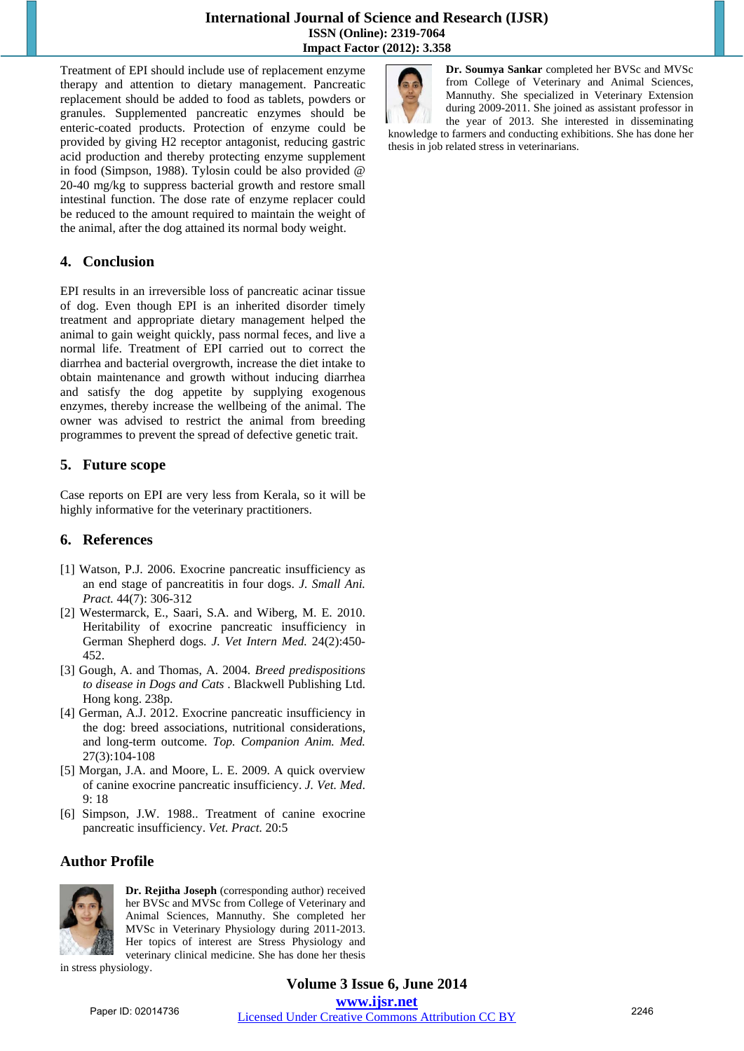Treatment of EPI should include use of replacement enzyme therapy and attention to dietary management. Pancreatic replacement should be added to food as tablets, powders or granules. Supplemented pancreatic enzymes should be enteric-coated products. Protection of enzyme could be provided by giving H2 receptor antagonist, reducing gastric acid production and thereby protecting enzyme supplement in food (Simpson, 1988). Tylosin could be also provided @ 20-40 mg/kg to suppress bacterial growth and restore small intestinal function. The dose rate of enzyme replacer could be reduced to the amount required to maintain the weight of the animal, after the dog attained its normal body weight.

## 4. Conclusion

EPI results in an irreversible loss of pancreatic acinar tissue of dog. Even though EPI is an inherited disorder timely treatment and appropriate dietary management helped the animal to gain weight quickly, pass normal feces, and live a normal life. Treatment of EPI carried out to correct the diarrhea and bacterial overgrowth, increase the diet intake to obtain maintenance and growth without inducing diarrhea and satisfy the dog appetite by supplying exogenous enzymes, thereby increase the wellbeing of the animal. The owner was advised to restrict the animal from breeding programmes to prevent the spread of defective genetic trait.

## 5. Future scope

Case reports on EPI are very less from Kerala, so it will be highly informative for the veterinary practitioners.

## 6. References

[1] Watson, P.J. 2006. Exocrine pancreatic insufficiency as an end stage of pancreatitis in four dogs. *J. Small Ani. Pract.* 44(7): 306-312

[2] Westermarck, E., Saari, S.A. and Wiberg, M. E. 2010. Heritability of exocrine pancreatic insufficiency in German Shepherd dogs. *J. Vet Intern Med.* 24(2):450-452.

[3] Gough, A. and Thomas, A. 2004. *Breed predispositions to disease in Dogs and Cats* . Blackwell Publishing Ltd. Hong kong. 238p.

[4] German, A.J. 2012. Exocrine pancreatic insufficiency in the dog: breed associations, nutritional considerations, and long-term outcome. *Top. Companion Anim. Med.* 27(3):104-108

[5] Morgan, J.A. and Moore, L. E. 2009. A quick overview of canine exocrine pancreatic insufficiency. *J. Vet. Med.* 9: 18

[6] Simpson, J.W. 1988.. Treatment of canine exocrine pancreatic insufficiency. *Vet. Pract.* 20:5

## Author Profile

**Dr. Rejitha Joseph** (corresponding author) received her BVSc and MVSc from College of Veterinary and Animal Sciences, Mannuthy. She completed her MVSc in Veterinary Physiology during 2011-2013. Her topics of interest are Stress Physiology and veterinary clinical medicine. She has done her thesis in stress physiology.

**Dr. Soumya Sankar** completed her BVSc and MVSc from College of Veterinary and Animal Sciences, Mannuthy. She specialized in Veterinary Extension during 2009-2011. She joined as assistant professor in the year of 2013. She interested in disseminating knowledge to farmers and conducting exhibitions. She has done her thesis in job related stress in veterinarians.